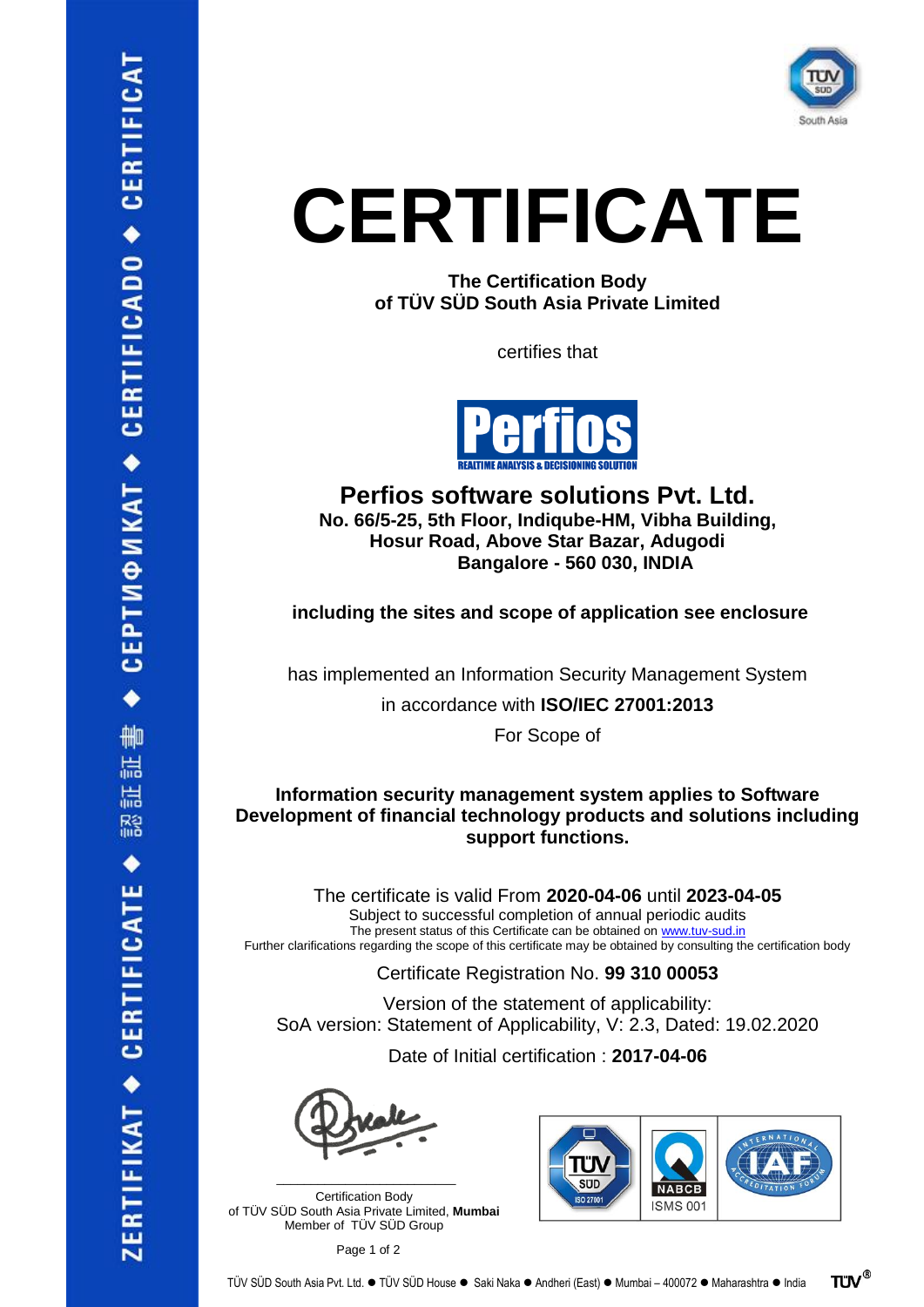# CERTIFICATE

**The Certification Body**
**of TÜV SÜD South Asia Private Limited**

certifies that

## Perfios software solutions Pvt. Ltd.

**No. 66/5-25, 5th Floor, Indiqube-HM, Vibha Building,**
**Hosur Road, Above Star Bazar, Adugodi**
**Bangalore - 560 030, INDIA**

**including the sites and scope of application see enclosure**

has implemented an Information Security Management System

in accordance with **ISO/IEC 27001:2013**

For Scope of

**Information security management system applies to Software Development of financial technology products and solutions including support functions.**

The certificate is valid From **2020-04-06** until **2023-04-05**

Subject to successful completion of annual periodic audits

The present status of this Certificate can be obtained on www.tuv-sud.in

Further clarifications regarding the scope of this certificate may be obtained by consulting the certification body

Certificate Registration No. **99 310 00053**

Version of the statement of applicability:
SoA version: Statement of Applicability, V: 2.3, Dated: 19.02.2020

Date of Initial certification : **2017-04-06**

Certification Body
of TÜV SÜD South Asia Private Limited, **Mumbai**
Member of TÜV SÜD Group

NABCB ISMS 001

TÜV SÜD South Asia Pvt. Ltd. ● TÜV SÜD House ● Saki Naka ● Andheri (East) ● Mumbai – 400072 ● Maharashtra ● India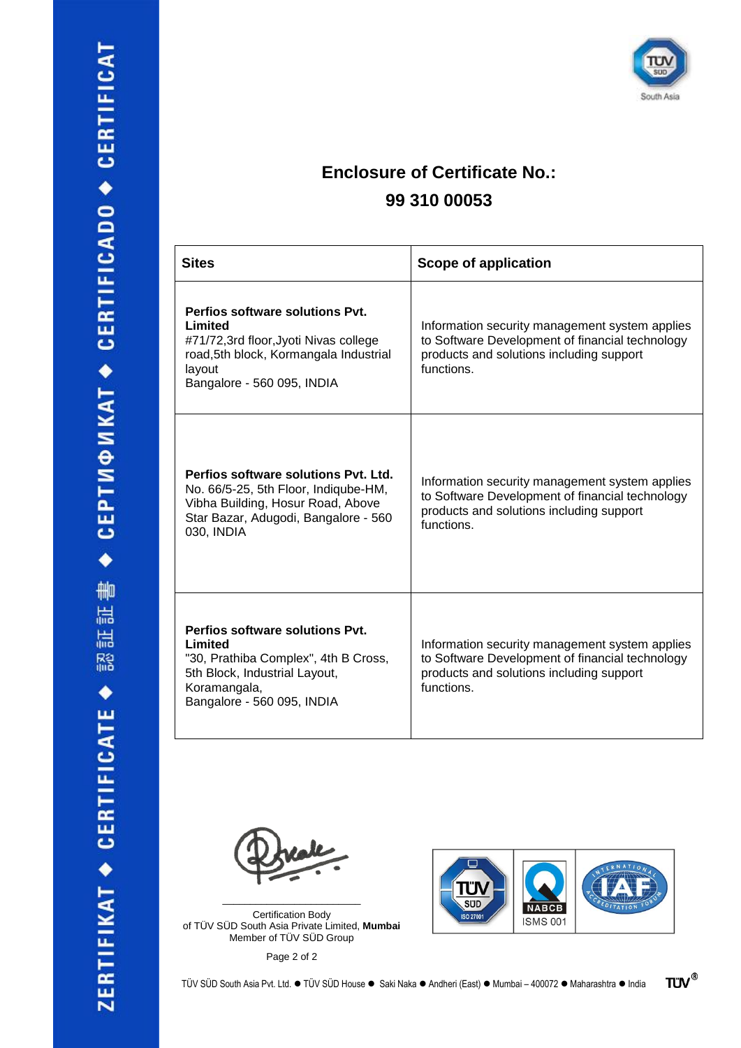# Enclosure of Certificate No.: 99 310 00053

| Sites | Scope of application |
| --- | --- |
| **Perfios software solutions Pvt. Limited**<br>#71/72,3rd floor,Jyoti Nivas college road,5th block, Kormangala Industrial layout<br>Bangalore - 560 095, INDIA | Information security management system applies to Software Development of financial technology products and solutions including support functions. |
| **Perfios software solutions Pvt. Ltd.**<br>No. 66/5-25, 5th Floor, Indiqube-HM, Vibha Building, Hosur Road, Above Star Bazar, Adugodi, Bangalore - 560 030, INDIA | Information security management system applies to Software Development of financial technology products and solutions including support functions. |
| **Perfios software solutions Pvt. Limited**<br>"30, Prathiba Complex", 4th B Cross, 5th Block, Industrial Layout, Koramangala,<br>Bangalore - 560 095, INDIA | Information security management system applies to Software Development of financial technology products and solutions including support functions. |

Certification Body
of TÜV SÜD South Asia Private Limited, **Mumbai**
Member of TÜV SÜD Group

NABCB
ISMS 001

TÜV SÜD South Asia Pvt. Ltd. ● TÜV SÜD House ● Saki Naka ● Andheri (East) ● Mumbai – 400072 ● Maharashtra ● India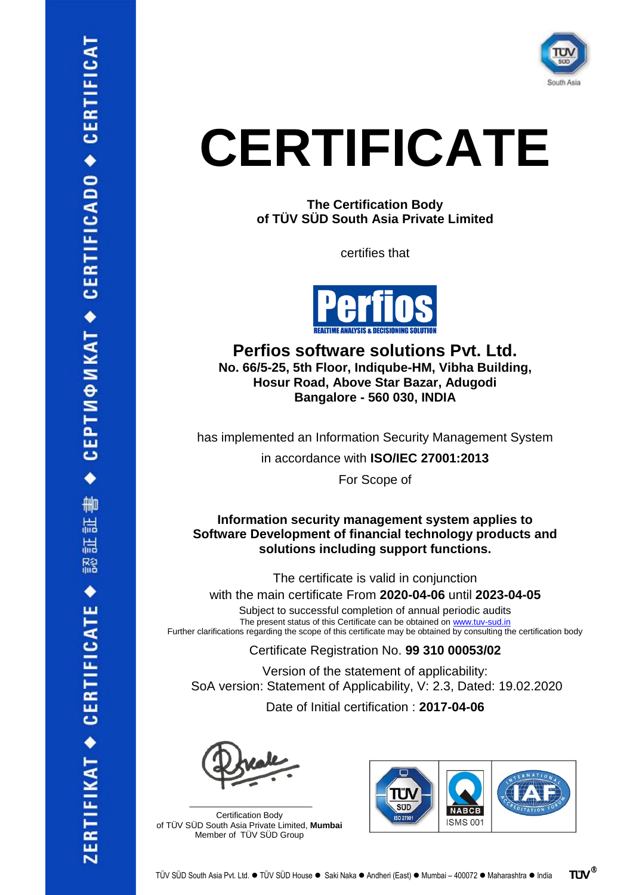ZERTIFIKAT ◆ CERTIFICATE ◆ 認証書 ◆ СЕРТИФИКАТ ◆ CERTIFICADO ◆ CERTIFICAT

TÜV SÜD South Asia

# CERTIFICATE

**The Certification Body**
**of TÜV SÜD South Asia Private Limited**

certifies that

Perfios
REALTIME ANALYSIS & DECISIONING SOLUTION

## Perfios software solutions Pvt. Ltd.

**No. 66/5-25, 5th Floor, Indiqube-HM, Vibha Building,**
**Hosur Road, Above Star Bazar, Adugodi**
**Bangalore - 560 030, INDIA**

has implemented an Information Security Management System

in accordance with **ISO/IEC 27001:2013**

For Scope of

**Information security management system applies to Software Development of financial technology products and solutions including support functions.**

The certificate is valid in conjunction
with the main certificate From **2020-04-06** until **2023-04-05**

Subject to successful completion of annual periodic audits
The present status of this Certificate can be obtained on www.tuv-sud.in
Further clarifications regarding the scope of this certificate may be obtained by consulting the certification body

Certificate Registration No. **99 310 00053/02**

Version of the statement of applicability:
SoA version: Statement of Applicability, V: 2.3, Dated: 19.02.2020

Date of Initial certification : **2017-04-06**

Certification Body
of TÜV SÜD South Asia Private Limited, **Mumbai**
Member of TÜV SÜD Group

TÜV SÜD ISO 27001 | NABCB ISMS 001 | IAF International Accreditation Forum

TÜV SÜD South Asia Pvt. Ltd. ● TÜV SÜD House ● Saki Naka ● Andheri (East) ● Mumbai – 400072 ● Maharashtra ● India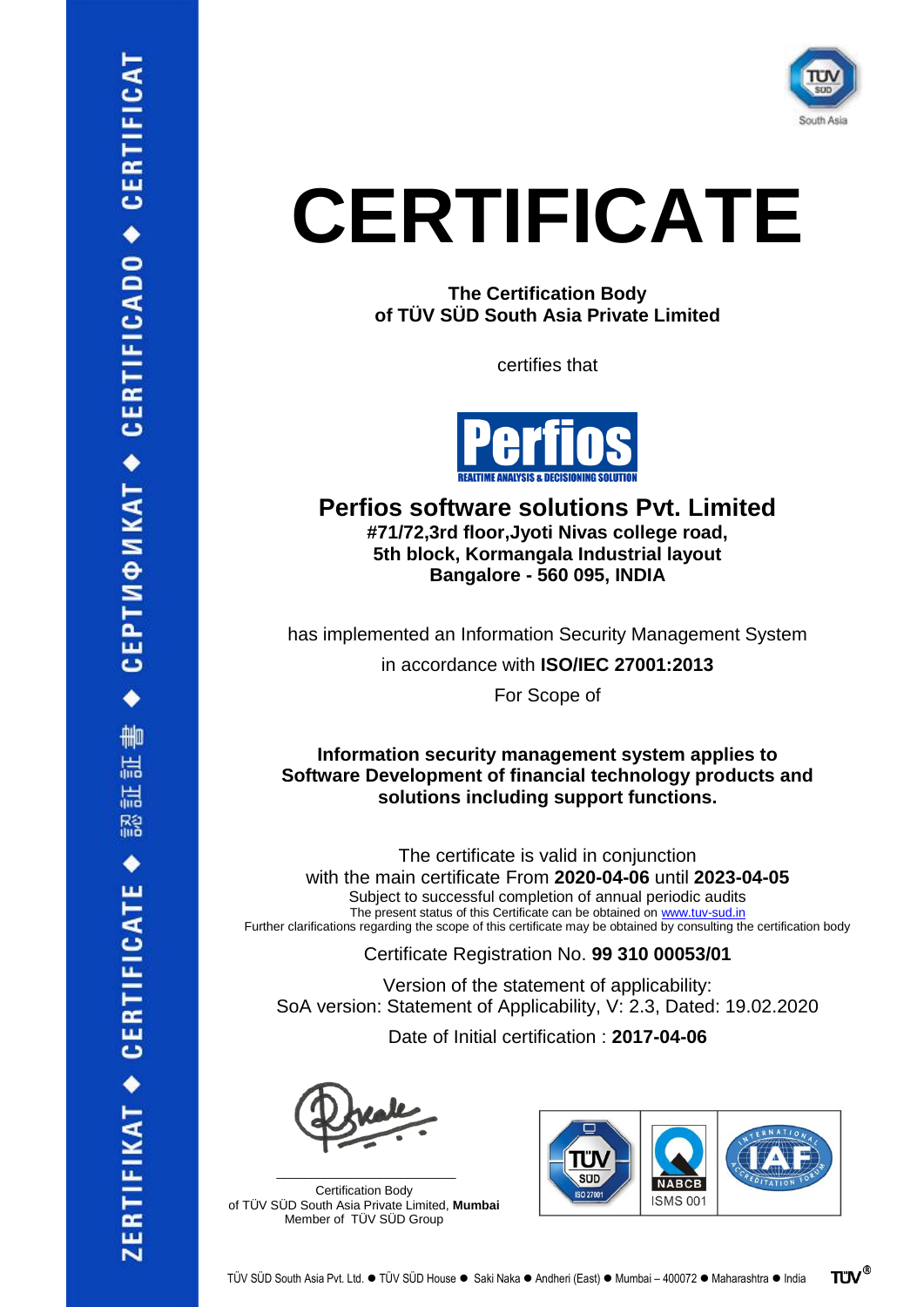ZERTIFIKAT ◆ CERTIFICATE ◆ 認証書 ◆ СЕРТИФИКАТ ◆ CERTIFICADO ◆ CERTIFICAT

TÜV SÜD South Asia

# CERTIFICATE

**The Certification Body**
**of TÜV SÜD South Asia Private Limited**

certifies that

Perfios
REALTIME ANALYSIS & DECISIONING SOLUTION

## Perfios software solutions Pvt. Limited

**#71/72,3rd floor,Jyoti Nivas college road,**
**5th block, Kormangala Industrial layout**
**Bangalore - 560 095, INDIA**

has implemented an Information Security Management System

in accordance with **ISO/IEC 27001:2013**

For Scope of

**Information security management system applies to Software Development of financial technology products and solutions including support functions.**

The certificate is valid in conjunction
with the main certificate From **2020-04-06** until **2023-04-05**
Subject to successful completion of annual periodic audits
The present status of this Certificate can be obtained on www.tuv-sud.in
Further clarifications regarding the scope of this certificate may be obtained by consulting the certification body

Certificate Registration No. **99 310 00053/01**

Version of the statement of applicability:
SoA version: Statement of Applicability, V: 2.3, Dated: 19.02.2020

Date of Initial certification : **2017-04-06**

Certification Body
of TÜV SÜD South Asia Private Limited, **Mumbai**
Member of TÜV SÜD Group

TÜV SÜD ISO 27001 | NABCB ISMS 001 | IAF International Accreditation Forum

TÜV SÜD South Asia Pvt. Ltd. ● TÜV SÜD House ● Saki Naka ● Andheri (East) ● Mumbai – 400072 ● Maharashtra ● India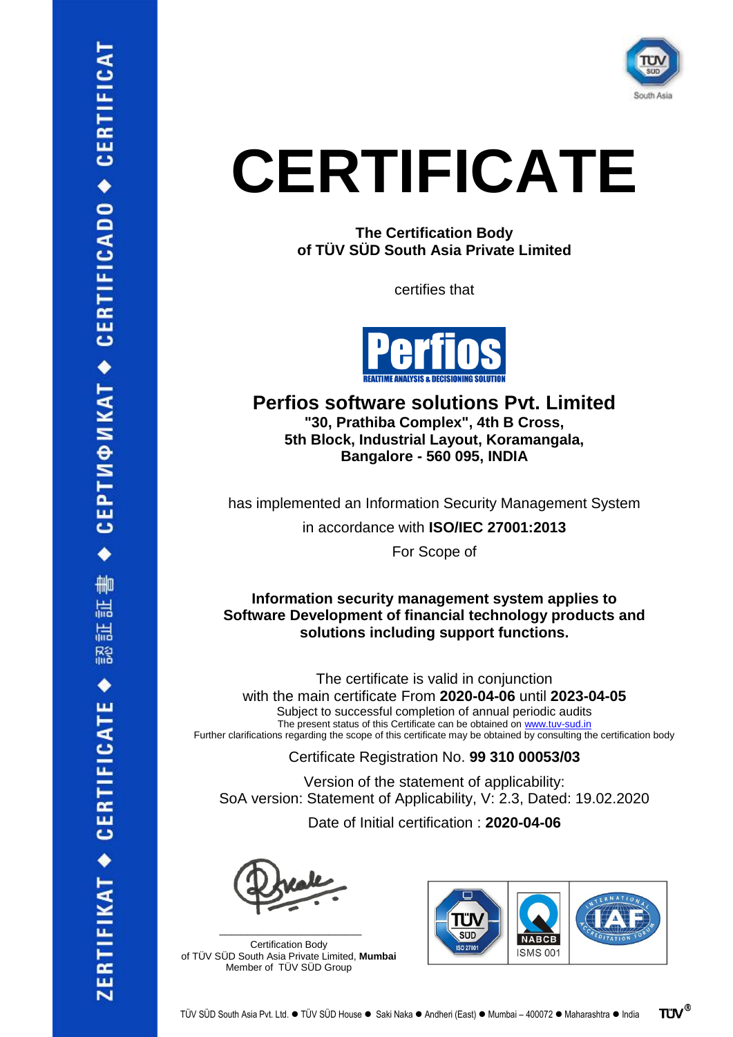ZERTIFIKAT ◆ CERTIFICATE ◆ 認証書 ◆ СЕРТИФИКАТ ◆ CERTIFICADO ◆ CERTIFICAT

TÜV SÜD South Asia

# CERTIFICATE

**The Certification Body**
**of TÜV SÜD South Asia Private Limited**

certifies that

**Perfios**
REALTIME ANALYSIS & DECISIONING SOLUTION

## Perfios software solutions Pvt. Limited

**"30, Prathiba Complex", 4th B Cross,**
**5th Block, Industrial Layout, Koramangala,**
**Bangalore - 560 095, INDIA**

has implemented an Information Security Management System

in accordance with **ISO/IEC 27001:2013**

For Scope of

**Information security management system applies to Software Development of financial technology products and solutions including support functions.**

The certificate is valid in conjunction
with the main certificate From **2020-04-06** until **2023-04-05**
Subject to successful completion of annual periodic audits
The present status of this Certificate can be obtained on www.tuv-sud.in
Further clarifications regarding the scope of this certificate may be obtained by consulting the certification body

Certificate Registration No. **99 310 00053/03**

Version of the statement of applicability:
SoA version: Statement of Applicability, V: 2.3, Dated: 19.02.2020

Date of Initial certification : **2020-04-06**

Certification Body
of TÜV SÜD South Asia Private Limited, **Mumbai**
Member of TÜV SÜD Group

TÜV SÜD ISO 27001 | NABCB ISMS 001 | IAF International Accreditation Forum

TÜV SÜD South Asia Pvt. Ltd. ● TÜV SÜD House ● Saki Naka ● Andheri (East) ● Mumbai – 400072 ● Maharashtra ● India